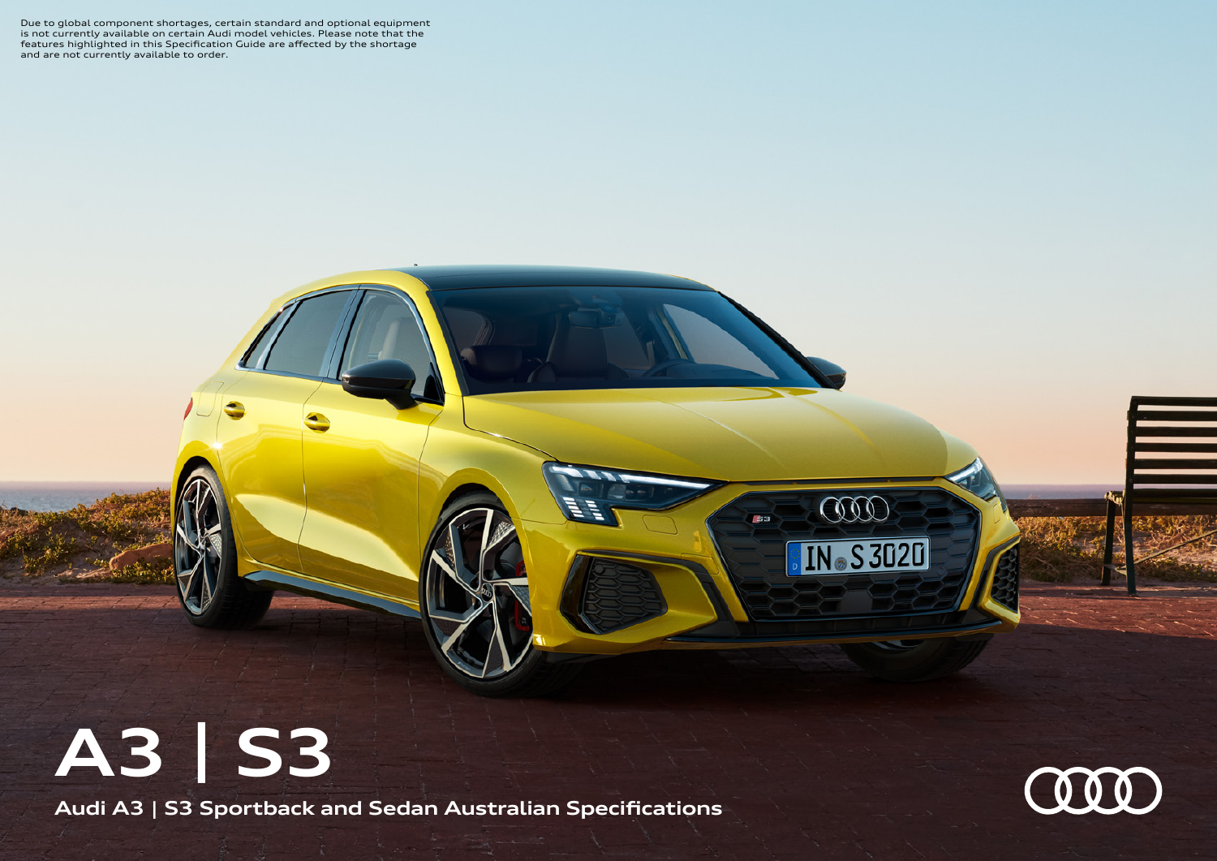Due to global component shortages, certain standard and optional equipment is not currently available on certain Audi model vehicles. Please note that the features highlighted in this Specification Guide are affected by the shortage and are not currently available to order.

# A3 | S3

## Audi A3 | S3 Sportback and Sedan Australian Specifications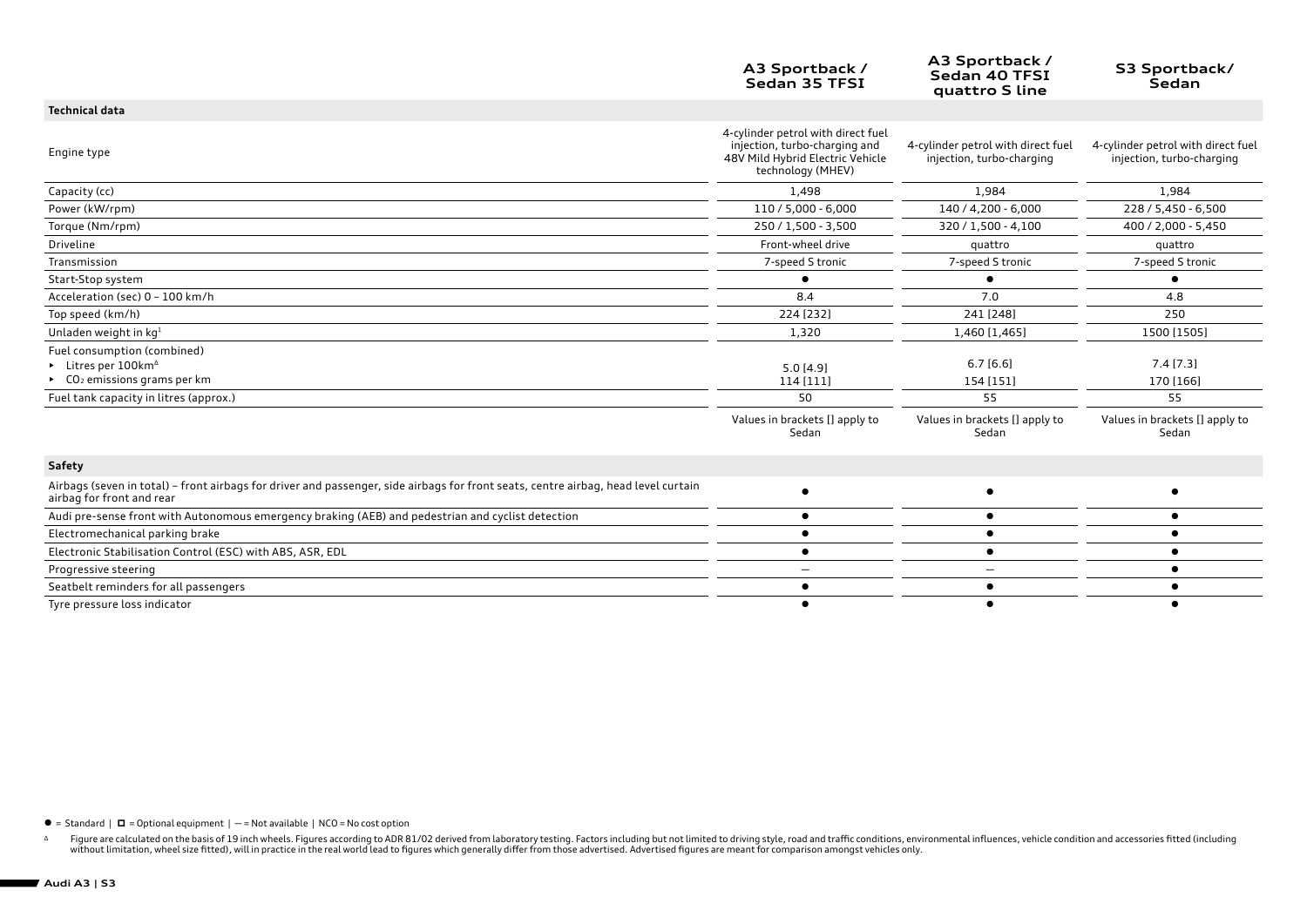| | A3 Sportback / Sedan 35 TFSI | A3 Sportback / Sedan 40 TFSI quattro S line | S3 Sportback/ Sedan |
|---|---|---|---|
| **Technical data** | | | |
| Engine type | 4-cylinder petrol with direct fuel injection, turbo-charging and 48V Mild Hybrid Electric Vehicle technology (MHEV) | 4-cylinder petrol with direct fuel injection, turbo-charging | 4-cylinder petrol with direct fuel injection, turbo-charging |
| Capacity (cc) | 1,498 | 1,984 | 1,984 |
| Power (kW/rpm) | 110 / 5,000 - 6,000 | 140 / 4,200 - 6,000 | 228 / 5,450 - 6,500 |
| Torque (Nm/rpm) | 250 / 1,500 - 3,500 | 320 / 1,500 - 4,100 | 400 / 2,000 - 5,450 |
| Driveline | Front-wheel drive | quattro | quattro |
| Transmission | 7-speed S tronic | 7-speed S tronic | 7-speed S tronic |
| Start-Stop system | ● | ● | ● |
| Acceleration (sec) 0 – 100 km/h | 8.4 | 7.0 | 4.8 |
| Top speed (km/h) | 224 [232] | 241 [248] | 250 |
| Unladen weight in kg[1] | 1,320 | 1,460 [1,465] | 1500 [1505] |
| Fuel consumption (combined) ▸ Litres per 100km[Δ] | 5.0 [4.9] | 6.7 [6.6] | 7.4 [7.3] |
| ▸ $CO_2$ emissions grams per km | 114 [111] | 154 [151] | 170 [166] |
| Fuel tank capacity in litres (approx.) | 50 | 55 | 55 |
| | Values in brackets [] apply to Sedan | Values in brackets [] apply to Sedan | Values in brackets [] apply to Sedan |
| **Safety** | | | |
| Airbags (seven in total) – front airbags for driver and passenger, side airbags for front seats, centre airbag, head level curtain airbag for front and rear | ● | ● | ● |
| Audi pre-sense front with Autonomous emergency braking (AEB) and pedestrian and cyclist detection | ● | ● | ● |
| Electromechanical parking brake | ● | ● | ● |
| Electronic Stabilisation Control (ESC) with ABS, ASR, EDL | ● | ● | ● |
| Progressive steering | – | – | ● |
| Seatbelt reminders for all passengers | ● | ● | ● |
| Tyre pressure loss indicator | ● | ● | ● |

● = Standard | ◻ = Optional equipment | – = Not available | NCO = No cost option

Δ Figure are calculated on the basis of 19 inch wheels. Figures according to ADR 81/02 derived from laboratory testing. Factors including but not limited to driving style, road and traffic conditions, environmental influences, vehicle condition and accessories fitted (including without limitation, wheel size fitted), will in practice in the real world lead to figures which generally differ from those advertised. Advertised figures are meant for comparison amongst vehicles only.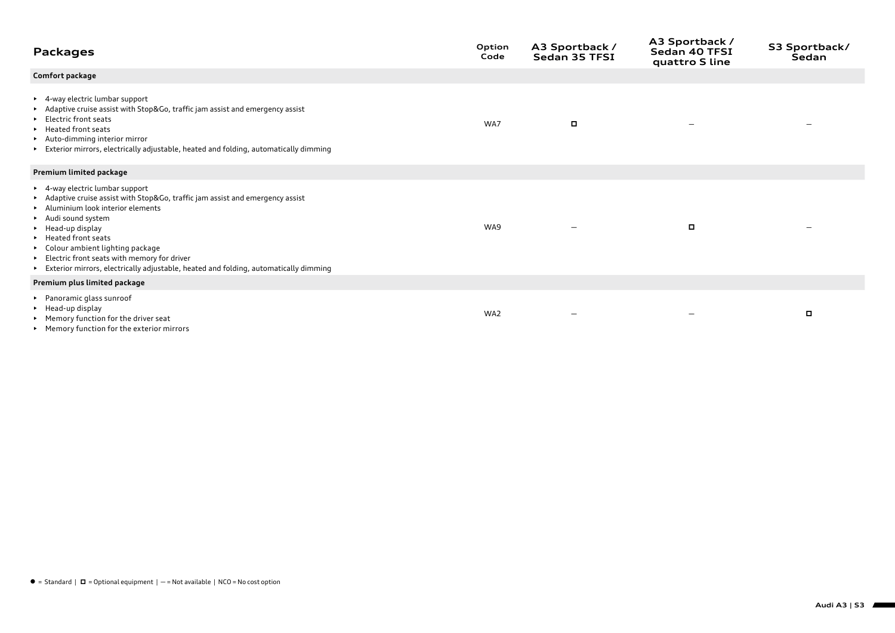| Packages | Option Code | A3 Sportback / Sedan 35 TFSI | A3 Sportback / Sedan 40 TFSI quattro S line | S3 Sportback/ Sedan |
|---|---|---|---|---|
| **Comfort package** | | | | |
| ▸ 4-way electric lumbar support<br>▸ Adaptive cruise assist with Stop&Go, traffic jam assist and emergency assist<br>▸ Electric front seats<br>▸ Heated front seats<br>▸ Auto-dimming interior mirror<br>▸ Exterior mirrors, electrically adjustable, heated and folding, automatically dimming | WA7 | ◻ | – | – |
| **Premium limited package** | | | | |
| ▸ 4-way electric lumbar support<br>▸ Adaptive cruise assist with Stop&Go, traffic jam assist and emergency assist<br>▸ Aluminium look interior elements<br>▸ Audi sound system<br>▸ Head-up display<br>▸ Heated front seats<br>▸ Colour ambient lighting package<br>▸ Electric front seats with memory for driver<br>▸ Exterior mirrors, electrically adjustable, heated and folding, automatically dimming | WA9 | – | ◻ | – |
| **Premium plus limited package** | | | | |
| ▸ Panoramic glass sunroof<br>▸ Head-up display<br>▸ Memory function for the driver seat<br>▸ Memory function for the exterior mirrors | WA2 | – | – | ◻ |

● = Standard | ◻ = Optional equipment | – = Not available | NCO = No cost option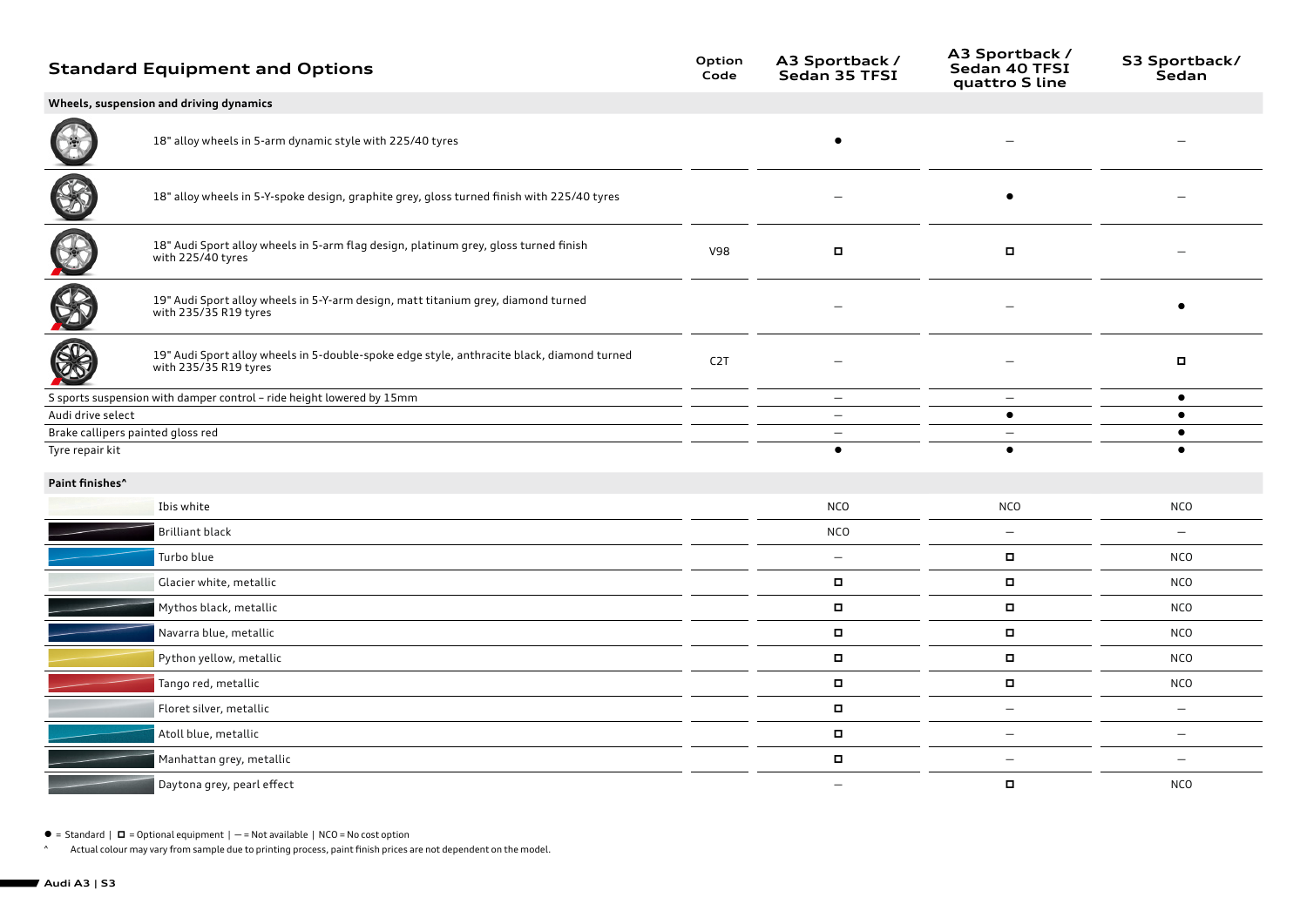## Standard Equipment and Options

| Standard Equipment and Options | Option Code | A3 Sportback / Sedan 35 TFSI | A3 Sportback / Sedan 40 TFSI quattro S line | S3 Sportback/ Sedan |
|---|---|---|---|---|
| **Wheels, suspension and driving dynamics** | | | | |
| 18" alloy wheels in 5-arm dynamic style with 225/40 tyres | | ● | – | – |
| 18" alloy wheels in 5-Y-spoke design, graphite grey, gloss turned finish with 225/40 tyres | | – | ● | – |
| 18" Audi Sport alloy wheels in 5-arm flag design, platinum grey, gloss turned finish with 225/40 tyres | V98 | ◻ | ◻ | – |
| 19" Audi Sport alloy wheels in 5-Y-arm design, matt titanium grey, diamond turned with 235/35 R19 tyres | | – | – | ● |
| 19" Audi Sport alloy wheels in 5-double-spoke edge style, anthracite black, diamond turned with 235/35 R19 tyres | C2T | – | – | ◻ |
| S sports suspension with damper control – ride height lowered by 15mm | | – | – | ● |
| Audi drive select | | – | ● | ● |
| Brake callipers painted gloss red | | – | – | ● |
| Tyre repair kit | | ● | ● | ● |
| **Paint finishes^** | | | | |
| Ibis white | | NCO | NCO | NCO |
| Brilliant black | | NCO | – | – |
| Turbo blue | | – | ◻ | NCO |
| Glacier white, metallic | | ◻ | ◻ | NCO |
| Mythos black, metallic | | ◻ | ◻ | NCO |
| Navarra blue, metallic | | ◻ | ◻ | NCO |
| Python yellow, metallic | | ◻ | ◻ | NCO |
| Tango red, metallic | | ◻ | ◻ | NCO |
| Floret silver, metallic | | ◻ | – | – |
| Atoll blue, metallic | | ◻ | – | – |
| Manhattan grey, metallic | | ◻ | – | – |
| Daytona grey, pearl effect | | – | ◻ | NCO |

● = Standard | ◻ = Optional equipment | – = Not available | NCO = No cost option

^ Actual colour may vary from sample due to printing process, paint finish prices are not dependent on the model.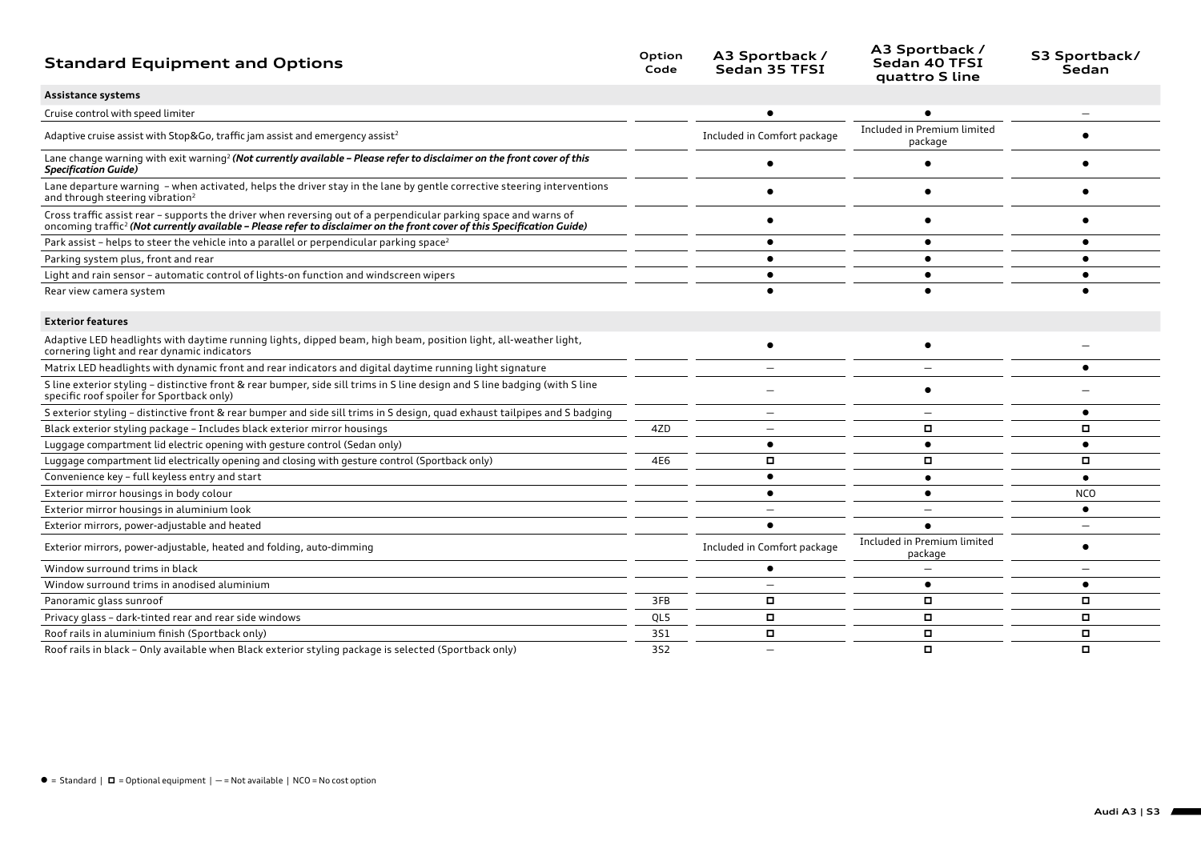## Standard Equipment and Options

| Standard Equipment and Options | Option Code | A3 Sportback / Sedan 35 TFSI | A3 Sportback / Sedan 40 TFSI quattro S line | S3 Sportback/ Sedan |
|---|---|---|---|---|
| **Assistance systems** | | | | |
| Cruise control with speed limiter | | ● | ● | – |
| Adaptive cruise assist with Stop&Go, traffic jam assist and emergency assist[2] | | Included in Comfort package | Included in Premium limited package | ● |
| Lane change warning with exit warning[2] ***(Not currently available – Please refer to disclaimer on the front cover of this Specification Guide)*** | | ● | ● | ● |
| Lane departure warning – when activated, helps the driver stay in the lane by gentle corrective steering interventions and through steering vibration[2] | | ● | ● | ● |
| Cross traffic assist rear – supports the driver when reversing out of a perpendicular parking space and warns of oncoming traffic[2] ***(Not currently available – Please refer to disclaimer on the front cover of this Specification Guide)*** | | ● | ● | ● |
| Park assist – helps to steer the vehicle into a parallel or perpendicular parking space[2] | | ● | ● | ● |
| Parking system plus, front and rear | | ● | ● | ● |
| Light and rain sensor – automatic control of lights-on function and windscreen wipers | | ● | ● | ● |
| Rear view camera system | | ● | ● | ● |
| **Exterior features** | | | | |
| Adaptive LED headlights with daytime running lights, dipped beam, high beam, position light, all-weather light, cornering light and rear dynamic indicators | | ● | ● | – |
| Matrix LED headlights with dynamic front and rear indicators and digital daytime running light signature | | – | – | ● |
| S line exterior styling – distinctive front & rear bumper, side sill trims in S line design and S line badging (with S line specific roof spoiler for Sportback only) | | – | ● | – |
| S exterior styling – distinctive front & rear bumper and side sill trims in S design, quad exhaust tailpipes and S badging | | – | – | ● |
| Black exterior styling package – Includes black exterior mirror housings | 4ZD | – | ◻ | ◻ |
| Luggage compartment lid electric opening with gesture control (Sedan only) | | ● | ● | ● |
| Luggage compartment lid electrically opening and closing with gesture control (Sportback only) | 4E6 | ◻ | ◻ | ◻ |
| Convenience key – full keyless entry and start | | ● | ● | ● |
| Exterior mirror housings in body colour | | ● | ● | NCO |
| Exterior mirror housings in aluminium look | | – | – | ● |
| Exterior mirrors, power-adjustable and heated | | ● | ● | – |
| Exterior mirrors, power-adjustable, heated and folding, auto-dimming | | Included in Comfort package | Included in Premium limited package | ● |
| Window surround trims in black | | ● | – | – |
| Window surround trims in anodised aluminium | | – | ● | ● |
| Panoramic glass sunroof | 3FB | ◻ | ◻ | ◻ |
| Privacy glass – dark-tinted rear and rear side windows | QL5 | ◻ | ◻ | ◻ |
| Roof rails in aluminium finish (Sportback only) | 3S1 | ◻ | ◻ | ◻ |
| Roof rails in black – Only available when Black exterior styling package is selected (Sportback only) | 3S2 | – | ◻ | ◻ |

● = Standard | ◻ = Optional equipment | – = Not available | NCO = No cost option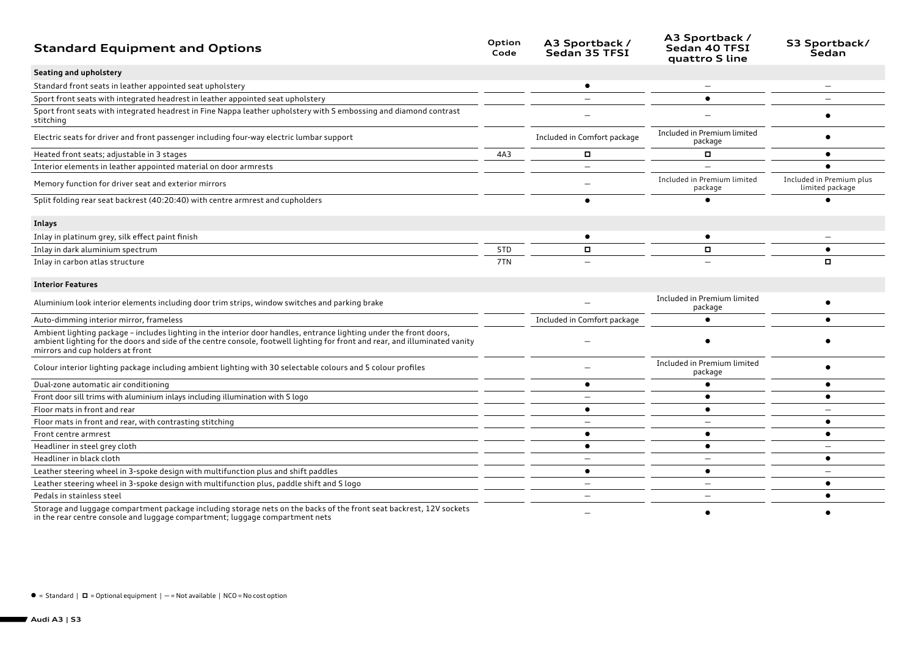## Standard Equipment and Options

| Standard Equipment and Options | Option Code | A3 Sportback / Sedan 35 TFSI | A3 Sportback / Sedan 40 TFSI quattro S line | S3 Sportback/ Sedan |
|---|---|---|---|---|
| **Seating and upholstery** | | | | |
| Standard front seats in leather appointed seat upholstery | | ● | – | – |
| Sport front seats with integrated headrest in leather appointed seat upholstery | | – | ● | – |
| Sport front seats with integrated headrest in Fine Nappa leather upholstery with S embossing and diamond contrast stitching | | – | – | ● |
| Electric seats for driver and front passenger including four-way electric lumbar support | | Included in Comfort package | Included in Premium limited package | ● |
| Heated front seats; adjustable in 3 stages | 4A3 | ◻ | ◻ | ● |
| Interior elements in leather appointed material on door armrests | | – | – | ● |
| Memory function for driver seat and exterior mirrors | | – | Included in Premium limited package | Included in Premium plus limited package |
| Split folding rear seat backrest (40:20:40) with centre armrest and cupholders | | ● | ● | ● |
| **Inlays** | | | | |
| Inlay in platinum grey, silk effect paint finish | | ● | ● | – |
| Inlay in dark aluminium spectrum | 5TD | ◻ | ◻ | ● |
| Inlay in carbon atlas structure | 7TN | – | – | ◻ |
| **Interior Features** | | | | |
| Aluminium look interior elements including door trim strips, window switches and parking brake | | – | Included in Premium limited package | ● |
| Auto-dimming interior mirror, frameless | | Included in Comfort package | ● | ● |
| Ambient lighting package – includes lighting in the interior door handles, entrance lighting under the front doors, ambient lighting for the doors and side of the centre console, footwell lighting for front and rear, and illuminated vanity mirrors and cup holders at front | | – | ● | ● |
| Colour interior lighting package including ambient lighting with 30 selectable colours and 5 colour profiles | | – | Included in Premium limited package | ● |
| Dual-zone automatic air conditioning | | ● | ● | ● |
| Front door sill trims with aluminium inlays including illumination with S logo | | – | ● | ● |
| Floor mats in front and rear | | ● | ● | – |
| Floor mats in front and rear, with contrasting stitching | | – | – | ● |
| Front centre armrest | | ● | ● | ● |
| Headliner in steel grey cloth | | ● | ● | – |
| Headliner in black cloth | | – | – | ● |
| Leather steering wheel in 3-spoke design with multifunction plus and shift paddles | | ● | ● | – |
| Leather steering wheel in 3-spoke design with multifunction plus, paddle shift and S logo | | – | – | ● |
| Pedals in stainless steel | | – | – | ● |
| Storage and luggage compartment package including storage nets on the backs of the front seat backrest, 12V sockets in the rear centre console and luggage compartment; luggage compartment nets | | – | ● | ● |

● = Standard | ◻ = Optional equipment | – = Not available | NCO = No cost option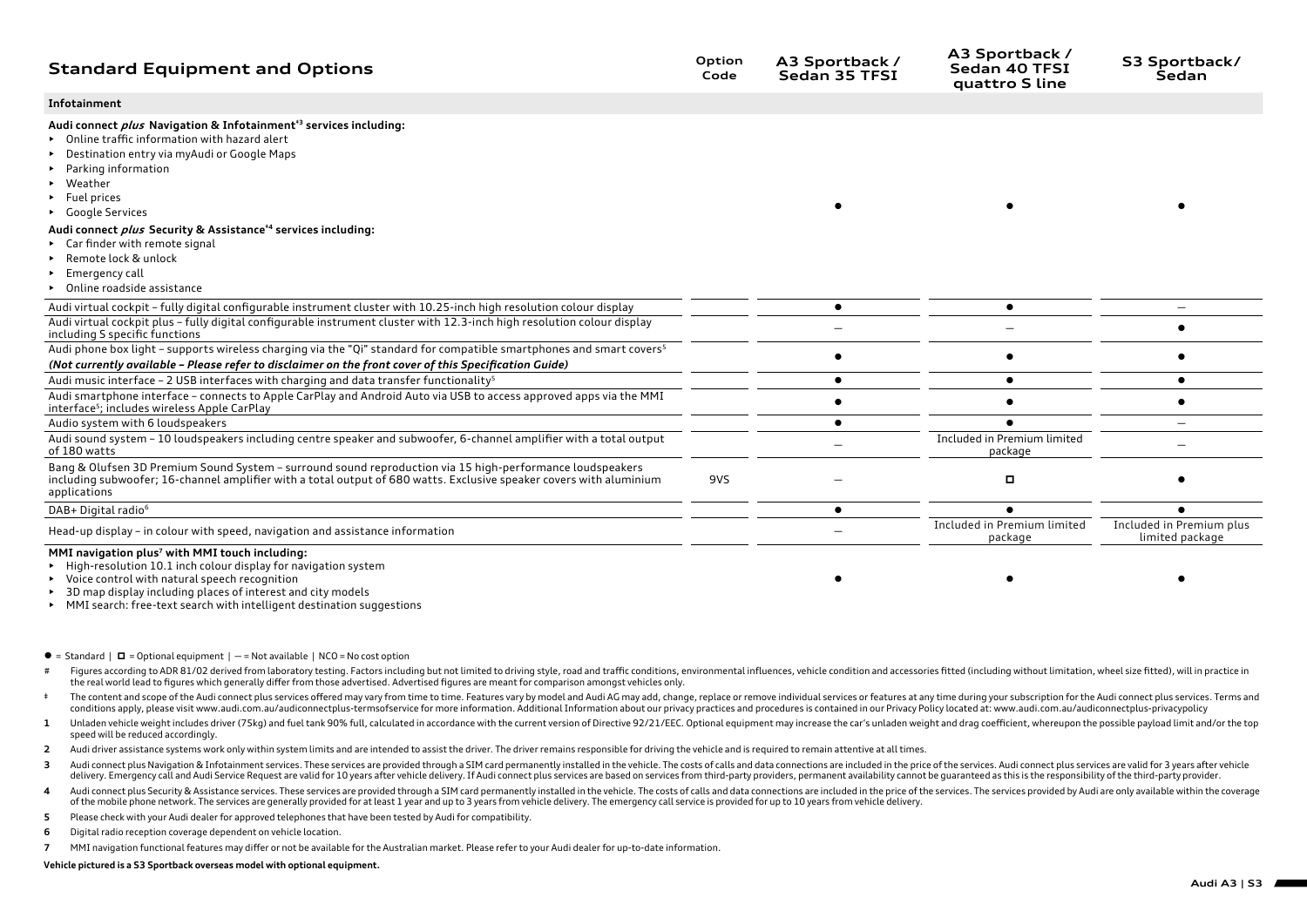## Standard Equipment and Options

| Standard Equipment and Options | Option Code | A3 Sportback / Sedan 35 TFSI | A3 Sportback / Sedan 40 TFSI quattro S line | S3 Sportback/ Sedan |
|---|---|---|---|---|
| **Infotainment** | | | | |
| **Audi connect *plus* Navigation & Infotainment[‡3] services including:** <br>▸ Online traffic information with hazard alert <br>▸ Destination entry via myAudi or Google Maps <br>▸ Parking information <br>▸ Weather <br>▸ Fuel prices <br>▸ Google Services <br>**Audi connect *plus* Security & Assistance[‡4] services including:** <br>▸ Car finder with remote signal <br>▸ Remote lock & unlock <br>▸ Emergency call <br>▸ Online roadside assistance | | ● | ● | ● |
| Audi virtual cockpit – fully digital configurable instrument cluster with 10.25-inch high resolution colour display | | ● | ● | – |
| Audi virtual cockpit plus – fully digital configurable instrument cluster with 12.3-inch high resolution colour display including S specific functions | | – | – | ● |
| Audi phone box light – supports wireless charging via the "Qi" standard for compatible smartphones and smart covers[5] <br>***(Not currently available – Please refer to disclaimer on the front cover of this Specification Guide)*** | | ● | ● | ● |
| Audi music interface – 2 USB interfaces with charging and data transfer functionality[5] | | ● | ● | ● |
| Audi smartphone interface – connects to Apple CarPlay and Android Auto via USB to access approved apps via the MMI interface[5]; includes wireless Apple CarPlay | | ● | ● | ● |
| Audio system with 6 loudspeakers | | ● | ● | – |
| Audi sound system – 10 loudspeakers including centre speaker and subwoofer, 6-channel amplifier with a total output of 180 watts | | – | Included in Premium limited package | – |
| Bang & Olufsen 3D Premium Sound System – surround sound reproduction via 15 high-performance loudspeakers including subwoofer; 16-channel amplifier with a total output of 680 watts. Exclusive speaker covers with aluminium applications | 9VS | – | □ | ● |
| DAB+ Digital radio[6] | | ● | ● | ● |
| Head-up display – in colour with speed, navigation and assistance information | | – | Included in Premium limited package | Included in Premium plus limited package |
| **MMI navigation plus[7] with MMI touch including:** <br>▸ High-resolution 10.1 inch colour display for navigation system <br>▸ Voice control with natural speech recognition <br>▸ 3D map display including places of interest and city models <br>▸ MMI search: free-text search with intelligent destination suggestions | | ● | ● | ● |

● = Standard | □ = Optional equipment | – = Not available | NCO = No cost option

\# Figures according to ADR 81/02 derived from laboratory testing. Factors including but not limited to driving style, road and traffic conditions, environmental influences, vehicle condition and accessories fitted (including without limitation, wheel size fitted), will in practice in the real world lead to figures which generally differ from those advertised. Advertised figures are meant for comparison amongst vehicles only.

‡ The content and scope of the Audi connect plus services offered may vary from time to time. Features vary by model and Audi AG may add, change, replace or remove individual services or features at any time during your subscription for the Audi connect plus services. Terms and conditions apply, please visit www.audi.com.au/audiconnectplus-termsofservice for more information. Additional Information about our privacy practices and procedures is contained in our Privacy Policy located at: www.audi.com.au/audiconnectplus-privacypolicy

1 Unladen vehicle weight includes driver (75kg) and fuel tank 90% full, calculated in accordance with the current version of Directive 92/21/EEC. Optional equipment may increase the car's unladen weight and drag coefficient, whereupon the possible payload limit and/or the top speed will be reduced accordingly.

2 Audi driver assistance systems work only within system limits and are intended to assist the driver. The driver remains responsible for driving the vehicle and is required to remain attentive at all times.

3 Audi connect plus Navigation & Infotainment services. These services are provided through a SIM card permanently installed in the vehicle. The costs of calls and data connections are included in the price of the services. Audi connect plus services are valid for 3 years after vehicle delivery. Emergency call and Audi Service Request are valid for 10 years after vehicle delivery. If Audi connect plus services are based on services from third-party providers, permanent availability cannot be guaranteed as this is the responsibility of the third-party provider.

4 Audi connect plus Security & Assistance services. These services are provided through a SIM card permanently installed in the vehicle. The costs of calls and data connections are included in the price of the services. The services provided by Audi are only available within the coverage of the mobile phone network. The services are generally provided for at least 1 year and up to 3 years from vehicle delivery. The emergency call service is provided for up to 10 years from vehicle delivery.

5 Please check with your Audi dealer for approved telephones that have been tested by Audi for compatibility.

6 Digital radio reception coverage dependent on vehicle location.

7 MMI navigation functional features may differ or not be available for the Australian market. Please refer to your Audi dealer for up-to-date information.

**Vehicle pictured is a S3 Sportback overseas model with optional equipment.**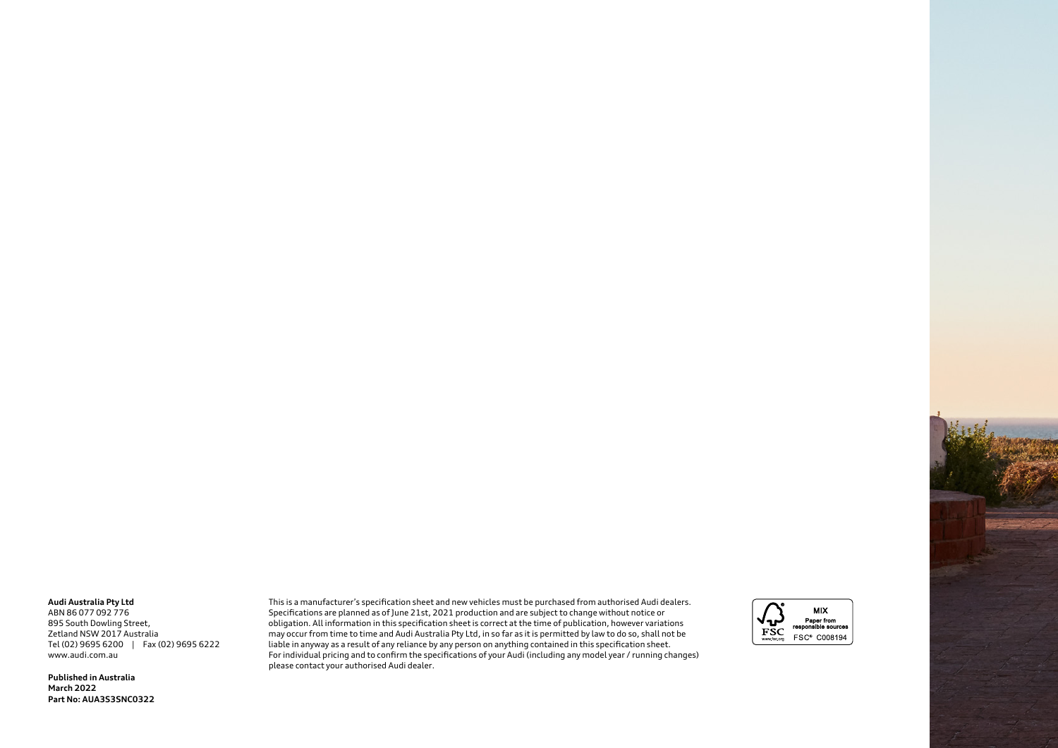**Audi Australia Pty Ltd**
ABN 86 077 092 776
895 South Dowling Street,
Zetland NSW 2017 Australia
Tel (02) 9695 6200 | Fax (02) 9695 6222
www.audi.com.au

**Published in Australia**
**March 2022**
**Part No: AUA3S3SNC0322**

This is a manufacturer's specification sheet and new vehicles must be purchased from authorised Audi dealers. Specifications are planned as of June 21st, 2021 production and are subject to change without notice or obligation. All information in this specification sheet is correct at the time of publication, however variations may occur from time to time and Audi Australia Pty Ltd, in so far as it is permitted by law to do so, shall not be liable in anyway as a result of any reliance by any person on anything contained in this specification sheet. For individual pricing and to confirm the specifications of your Audi (including any model year / running changes) please contact your authorised Audi dealer.

FSC
www.fsc.org
MIX
Paper from responsible sources
FSC® C008194